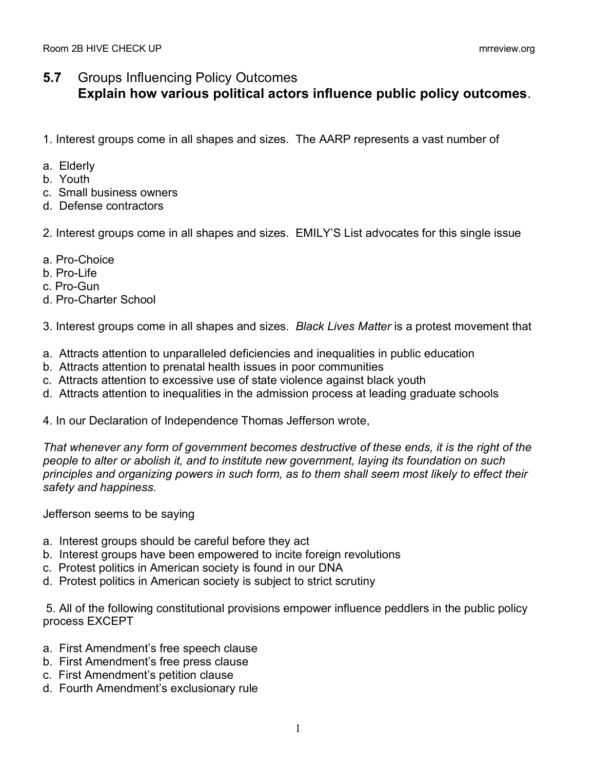## **5.7** Groups Influencing Policy Outcomes
## **Explain how various political actors influence public policy outcomes**.

1. Interest groups come in all shapes and sizes. The AARP represents a vast number of

a. Elderly
b. Youth
c. Small business owners
d. Defense contractors

2. Interest groups come in all shapes and sizes. EMILY'S List advocates for this single issue

a. Pro-Choice
b. Pro-Life
c. Pro-Gun
d. Pro-Charter School

3. Interest groups come in all shapes and sizes. *Black Lives Matter* is a protest movement that

a. Attracts attention to unparalleled deficiencies and inequalities in public education
b. Attracts attention to prenatal health issues in poor communities
c. Attracts attention to excessive use of state violence against black youth
d. Attracts attention to inequalities in the admission process at leading graduate schools

4. In our Declaration of Independence Thomas Jefferson wrote,

*That whenever any form of government becomes destructive of these ends, it is the right of the people to alter or abolish it, and to institute new government, laying its foundation on such principles and organizing powers in such form, as to them shall seem most likely to effect their safety and happiness.*

Jefferson seems to be saying

a. Interest groups should be careful before they act
b. Interest groups have been empowered to incite foreign revolutions
c. Protest politics in American society is found in our DNA
d. Protest politics in American society is subject to strict scrutiny

5. All of the following constitutional provisions empower influence peddlers in the public policy process EXCEPT

a. First Amendment's free speech clause
b. First Amendment's free press clause
c. First Amendment's petition clause
d. Fourth Amendment's exclusionary rule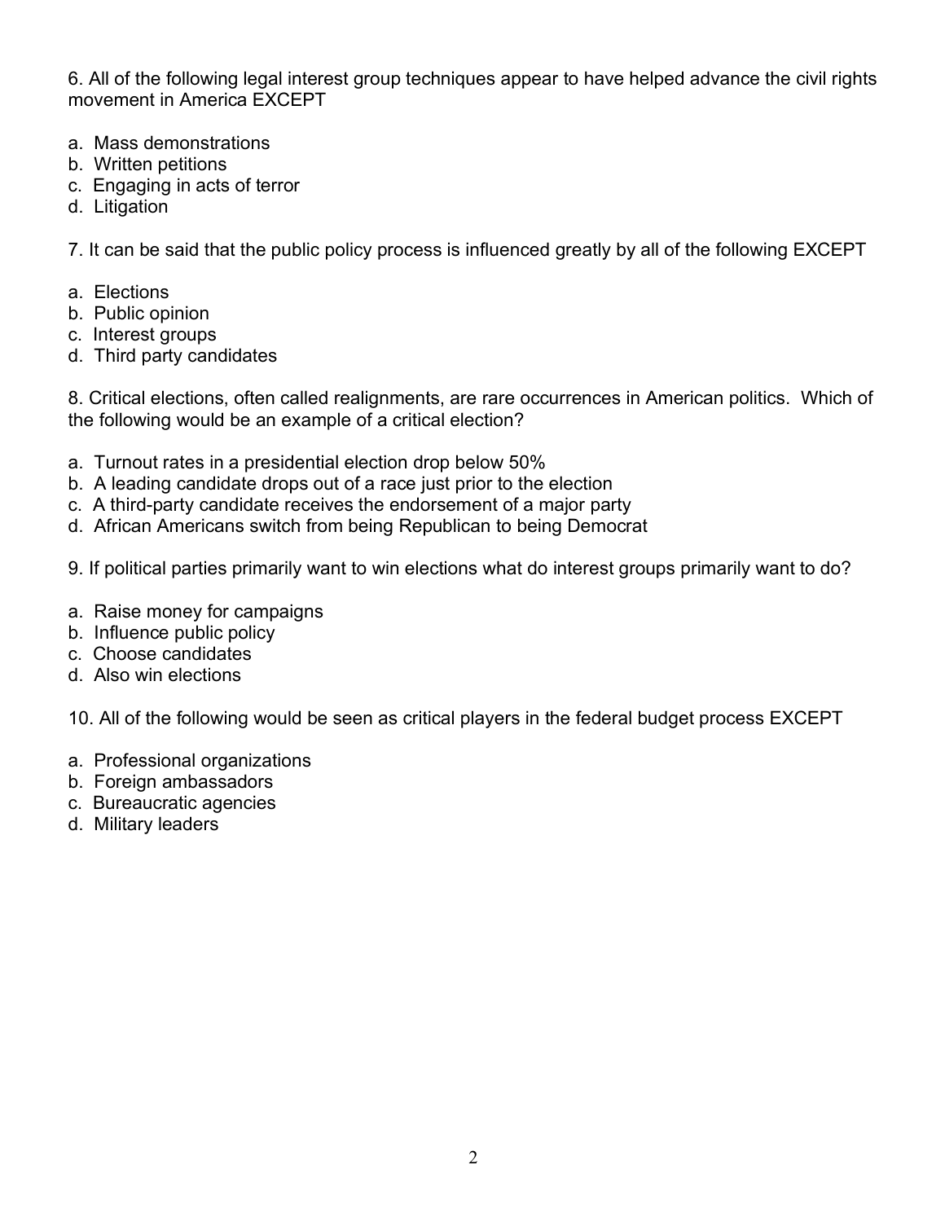6. All of the following legal interest group techniques appear to have helped advance the civil rights movement in America EXCEPT

a. Mass demonstrations
b. Written petitions
c. Engaging in acts of terror
d. Litigation

7. It can be said that the public policy process is influenced greatly by all of the following EXCEPT

a. Elections
b. Public opinion
c. Interest groups
d. Third party candidates

8. Critical elections, often called realignments, are rare occurrences in American politics. Which of the following would be an example of a critical election?

a. Turnout rates in a presidential election drop below 50%
b. A leading candidate drops out of a race just prior to the election
c. A third-party candidate receives the endorsement of a major party
d. African Americans switch from being Republican to being Democrat

9. If political parties primarily want to win elections what do interest groups primarily want to do?

a. Raise money for campaigns
b. Influence public policy
c. Choose candidates
d. Also win elections

10. All of the following would be seen as critical players in the federal budget process EXCEPT

a. Professional organizations
b. Foreign ambassadors
c. Bureaucratic agencies
d. Military leaders